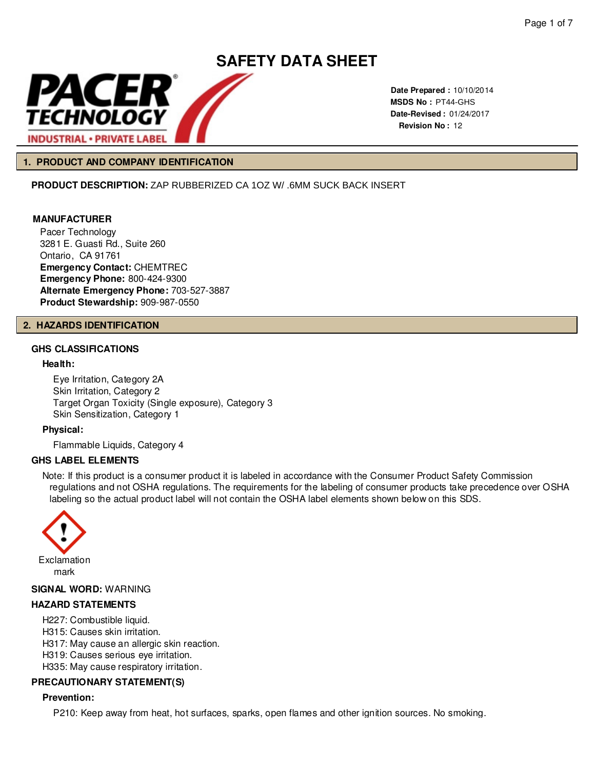# SAFETY DATA SHEET

**Date Prepared :** 10/10/2014
**MSDS No :** PT44-GHS
**Date-Revised :** 01/24/2017
**Revision No :** 12

## 1. PRODUCT AND COMPANY IDENTIFICATION

**PRODUCT DESCRIPTION:** ZAP RUBBERIZED CA 1OZ W/ .6MM SUCK BACK INSERT

**MANUFACTURER**

Pacer Technology
3281 E. Guasti Rd., Suite 260
Ontario, CA 91761
**Emergency Contact:** CHEMTREC
**Emergency Phone:** 800-424-9300
**Alternate Emergency Phone:** 703-527-3887
**Product Stewardship:** 909-987-0550

## 2. HAZARDS IDENTIFICATION

### GHS CLASSIFICATIONS

**Health:**

Eye Irritation, Category 2A
Skin Irritation, Category 2
Target Organ Toxicity (Single exposure), Category 3
Skin Sensitization, Category 1

**Physical:**

Flammable Liquids, Category 4

### GHS LABEL ELEMENTS

Note: If this product is a consumer product it is labeled in accordance with the Consumer Product Safety Commission regulations and not OSHA regulations. The requirements for the labeling of consumer products take precedence over OSHA labeling so the actual product label will not contain the OSHA label elements shown below on this SDS.

Exclamation mark

**SIGNAL WORD:** WARNING

### HAZARD STATEMENTS

H227: Combustible liquid.
H315: Causes skin irritation.
H317: May cause an allergic skin reaction.
H319: Causes serious eye irritation.
H335: May cause respiratory irritation.

### PRECAUTIONARY STATEMENT(S)

**Prevention:**

P210: Keep away from heat, hot surfaces, sparks, open flames and other ignition sources. No smoking.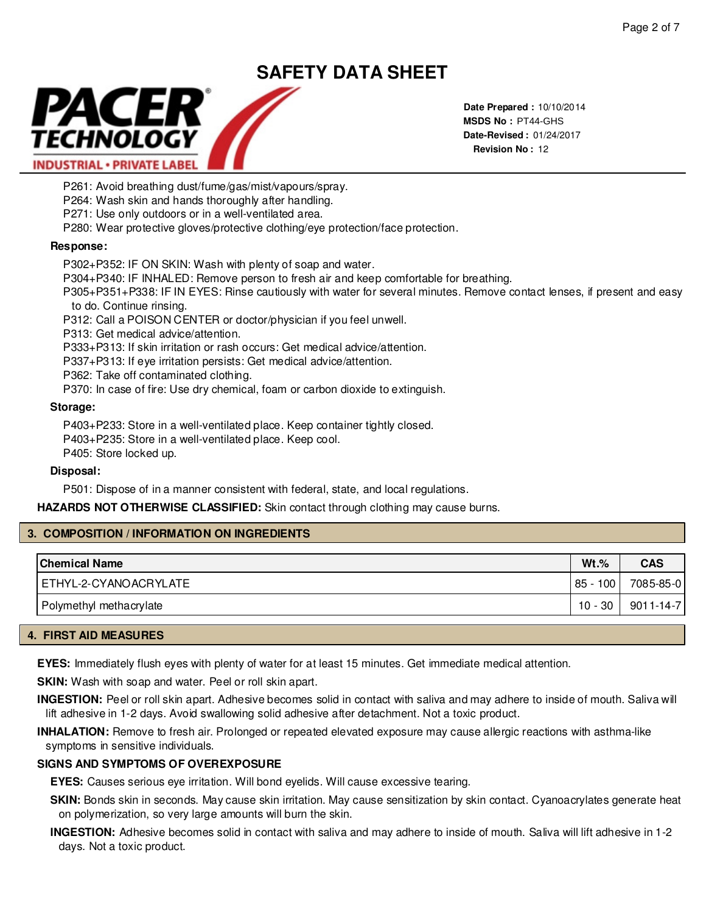P261: Avoid breathing dust/fume/gas/mist/vapours/spray.
P264: Wash skin and hands thoroughly after handling.
P271: Use only outdoors or in a well-ventilated area.
P280: Wear protective gloves/protective clothing/eye protection/face protection.

**Response:**

P302+P352: IF ON SKIN: Wash with plenty of soap and water.
P304+P340: IF INHALED: Remove person to fresh air and keep comfortable for breathing.
P305+P351+P338: IF IN EYES: Rinse cautiously with water for several minutes. Remove contact lenses, if present and easy to do. Continue rinsing.
P312: Call a POISON CENTER or doctor/physician if you feel unwell.
P313: Get medical advice/attention.
P333+P313: If skin irritation or rash occurs: Get medical advice/attention.
P337+P313: If eye irritation persists: Get medical advice/attention.
P362: Take off contaminated clothing.
P370: In case of fire: Use dry chemical, foam or carbon dioxide to extinguish.

**Storage:**

P403+P233: Store in a well-ventilated place. Keep container tightly closed.
P403+P235: Store in a well-ventilated place. Keep cool.
P405: Store locked up.

**Disposal:**

P501: Dispose of in a manner consistent with federal, state, and local regulations.

**HAZARDS NOT OTHERWISE CLASSIFIED:** Skin contact through clothing may cause burns.

## 3. COMPOSITION / INFORMATION ON INGREDIENTS

| Chemical Name | Wt.% | CAS |
| --- | --- | --- |
| ETHYL-2-CYANOACRYLATE | 85 - 100 | 7085-85-0 |
| Polymethyl methacrylate | 10 - 30 | 9011-14-7 |

## 4. FIRST AID MEASURES

**EYES:** Immediately flush eyes with plenty of water for at least 15 minutes. Get immediate medical attention.

**SKIN:** Wash with soap and water. Peel or roll skin apart.

**INGESTION:** Peel or roll skin apart. Adhesive becomes solid in contact with saliva and may adhere to inside of mouth. Saliva will lift adhesive in 1-2 days. Avoid swallowing solid adhesive after detachment. Not a toxic product.

**INHALATION:** Remove to fresh air. Prolonged or repeated elevated exposure may cause allergic reactions with asthma-like symptoms in sensitive individuals.

**SIGNS AND SYMPTOMS OF OVEREXPOSURE**

**EYES:** Causes serious eye irritation. Will bond eyelids. Will cause excessive tearing.

**SKIN:** Bonds skin in seconds. May cause skin irritation. May cause sensitization by skin contact. Cyanoacrylates generate heat on polymerization, so very large amounts will burn the skin.

**INGESTION:** Adhesive becomes solid in contact with saliva and may adhere to inside of mouth. Saliva will lift adhesive in 1-2 days. Not a toxic product.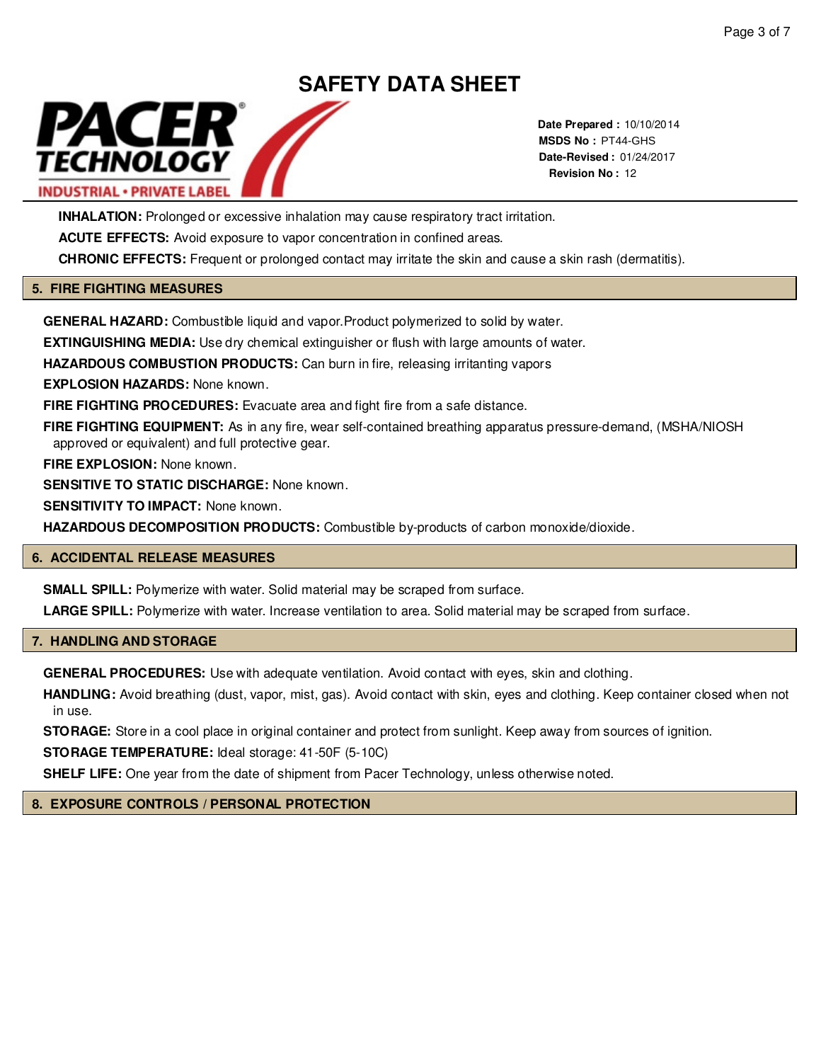**INHALATION:** Prolonged or excessive inhalation may cause respiratory tract irritation.

**ACUTE EFFECTS:** Avoid exposure to vapor concentration in confined areas.

**CHRONIC EFFECTS:** Frequent or prolonged contact may irritate the skin and cause a skin rash (dermatitis).

## 5. FIRE FIGHTING MEASURES

**GENERAL HAZARD:** Combustible liquid and vapor.Product polymerized to solid by water.

**EXTINGUISHING MEDIA:** Use dry chemical extinguisher or flush with large amounts of water.

**HAZARDOUS COMBUSTION PRODUCTS:** Can burn in fire, releasing irritanting vapors

**EXPLOSION HAZARDS:** None known.

**FIRE FIGHTING PROCEDURES:** Evacuate area and fight fire from a safe distance.

**FIRE FIGHTING EQUIPMENT:** As in any fire, wear self-contained breathing apparatus pressure-demand, (MSHA/NIOSH approved or equivalent) and full protective gear.

**FIRE EXPLOSION:** None known.

**SENSITIVE TO STATIC DISCHARGE:** None known.

**SENSITIVITY TO IMPACT:** None known.

**HAZARDOUS DECOMPOSITION PRODUCTS:** Combustible by-products of carbon monoxide/dioxide.

## 6. ACCIDENTAL RELEASE MEASURES

**SMALL SPILL:** Polymerize with water. Solid material may be scraped from surface.

**LARGE SPILL:** Polymerize with water. Increase ventilation to area. Solid material may be scraped from surface.

## 7. HANDLING AND STORAGE

**GENERAL PROCEDURES:** Use with adequate ventilation. Avoid contact with eyes, skin and clothing.

**HANDLING:** Avoid breathing (dust, vapor, mist, gas). Avoid contact with skin, eyes and clothing. Keep container closed when not in use.

**STORAGE:** Store in a cool place in original container and protect from sunlight. Keep away from sources of ignition.

**STORAGE TEMPERATURE:** Ideal storage: 41-50F (5-10C)

**SHELF LIFE:** One year from the date of shipment from Pacer Technology, unless otherwise noted.

## 8. EXPOSURE CONTROLS / PERSONAL PROTECTION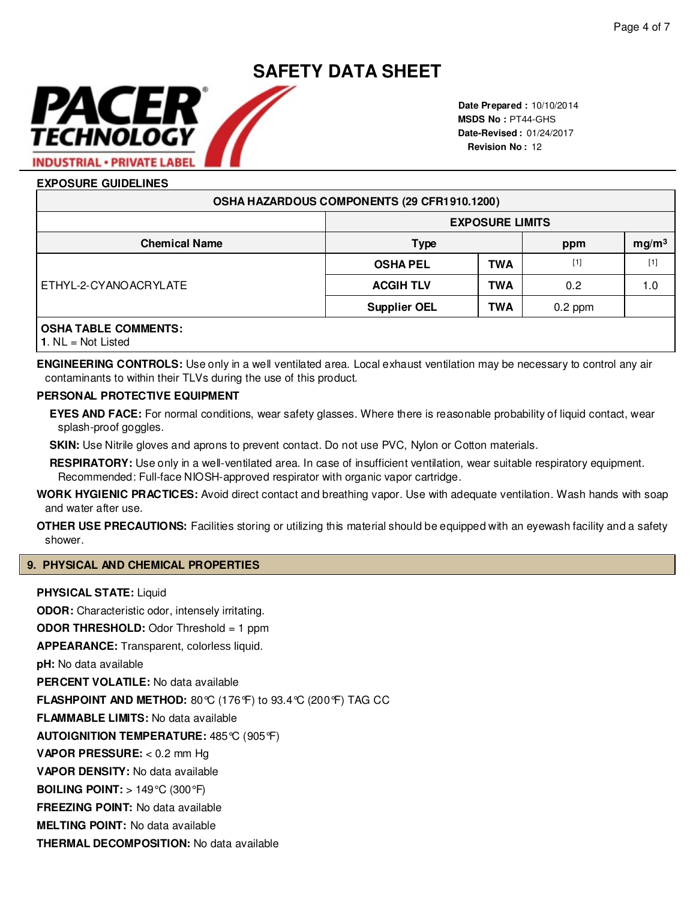# SAFETY DATA SHEET

PACER TECHNOLOGY
INDUSTRIAL • PRIVATE LABEL

**Date Prepared :** 10/10/2014
**MSDS No :** PT44-GHS
**Date-Revised :** 01/24/2017
**Revision No :** 12

### EXPOSURE GUIDELINES

| OSHA HAZARDOUS COMPONENTS (29 CFR1910.1200) | | | | |
|---|---|---|---|---|
| | EXPOSURE LIMITS | | | |
| Chemical Name | Type | | ppm | mg/m³ |
| ETHYL-2-CYANOACRYLATE | OSHA PEL | TWA | [1] | [1] |
| | ACGIH TLV | TWA | 0.2 | 1.0 |
| | Supplier OEL | TWA | 0.2 ppm | |

**OSHA TABLE COMMENTS:**
**1**. NL = Not Listed

**ENGINEERING CONTROLS:** Use only in a well ventilated area. Local exhaust ventilation may be necessary to control any air contaminants to within their TLVs during the use of this product.

**PERSONAL PROTECTIVE EQUIPMENT**

**EYES AND FACE:** For normal conditions, wear safety glasses. Where there is reasonable probability of liquid contact, wear splash-proof goggles.

**SKIN:** Use Nitrile gloves and aprons to prevent contact. Do not use PVC, Nylon or Cotton materials.

**RESPIRATORY:** Use only in a well-ventilated area. In case of insufficient ventilation, wear suitable respiratory equipment. Recommended: Full-face NIOSH-approved respirator with organic vapor cartridge.

**WORK HYGIENIC PRACTICES:** Avoid direct contact and breathing vapor. Use with adequate ventilation. Wash hands with soap and water after use.

**OTHER USE PRECAUTIONS:** Facilities storing or utilizing this material should be equipped with an eyewash facility and a safety shower.

## 9. PHYSICAL AND CHEMICAL PROPERTIES

**PHYSICAL STATE:** Liquid

**ODOR:** Characteristic odor, intensely irritating.

**ODOR THRESHOLD:** Odor Threshold = 1 ppm

**APPEARANCE:** Transparent, colorless liquid.

**pH:** No data available

**PERCENT VOLATILE:** No data available

**FLASHPOINT AND METHOD:** 80℃ (176℉) to 93.4℃ (200℉) TAG CC

**FLAMMABLE LIMITS:** No data available

**AUTOIGNITION TEMPERATURE:** 485℃ (905℉)

**VAPOR PRESSURE:** < 0.2 mm Hg

**VAPOR DENSITY:** No data available

**BOILING POINT:** > 149°C (300℉)

**FREEZING POINT:** No data available

**MELTING POINT:** No data available

**THERMAL DECOMPOSITION:** No data available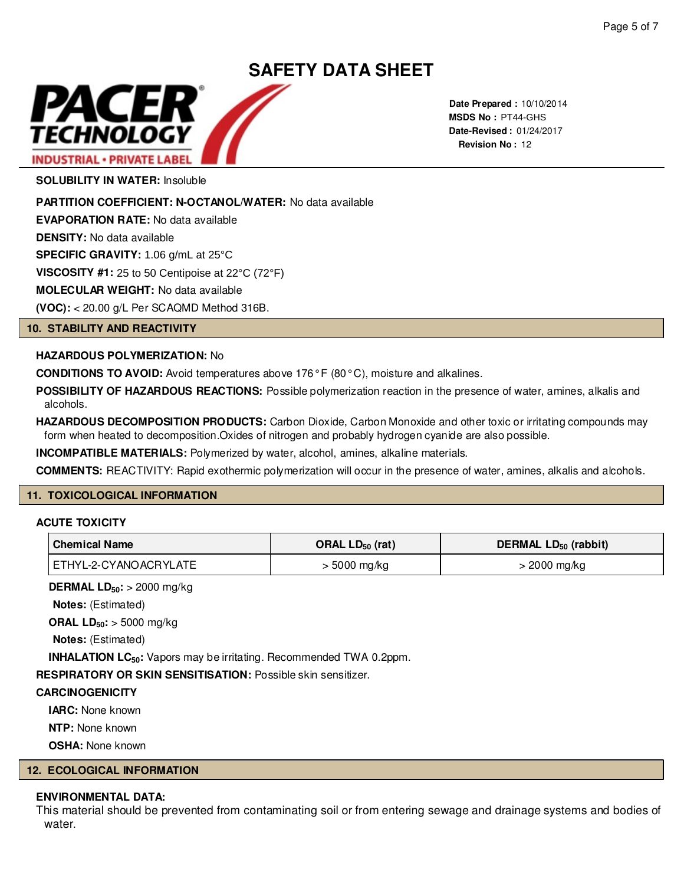**SOLUBILITY IN WATER:** Insoluble

**PARTITION COEFFICIENT: N-OCTANOL/WATER:** No data available

**EVAPORATION RATE:** No data available

**DENSITY:** No data available

**SPECIFIC GRAVITY:** 1.06 g/mL at 25°C

**VISCOSITY #1:** 25 to 50 Centipoise at 22°C (72°F)

**MOLECULAR WEIGHT:** No data available

**(VOC):** < 20.00 g/L Per SCAQMD Method 316B.

## 10. STABILITY AND REACTIVITY

**HAZARDOUS POLYMERIZATION:** No

**CONDITIONS TO AVOID:** Avoid temperatures above 176°F (80°C), moisture and alkalines.

**POSSIBILITY OF HAZARDOUS REACTIONS:** Possible polymerization reaction in the presence of water, amines, alkalis and alcohols.

**HAZARDOUS DECOMPOSITION PRODUCTS:** Carbon Dioxide, Carbon Monoxide and other toxic or irritating compounds may form when heated to decomposition.Oxides of nitrogen and probably hydrogen cyanide are also possible.

**INCOMPATIBLE MATERIALS:** Polymerized by water, alcohol, amines, alkaline materials.

**COMMENTS:** REACTIVITY: Rapid exothermic polymerization will occur in the presence of water, amines, alkalis and alcohols.

## 11. TOXICOLOGICAL INFORMATION

**ACUTE TOXICITY**

| Chemical Name | ORAL $LD_{50}$ (rat) | DERMAL $LD_{50}$ (rabbit) |
|---|---|---|
| ETHYL-2-CYANOACRYLATE | > 5000 mg/kg | > 2000 mg/kg |

**DERMAL $LD_{50}$:** > 2000 mg/kg

**Notes:** (Estimated)

**ORAL $LD_{50}$:** > 5000 mg/kg

**Notes:** (Estimated)

**INHALATION $LC_{50}$:** Vapors may be irritating. Recommended TWA 0.2ppm.

**RESPIRATORY OR SKIN SENSITISATION:** Possible skin sensitizer.

**CARCINOGENICITY**

**IARC:** None known

**NTP:** None known

**OSHA:** None known

## 12. ECOLOGICAL INFORMATION

**ENVIRONMENTAL DATA:**

This material should be prevented from contaminating soil or from entering sewage and drainage systems and bodies of water.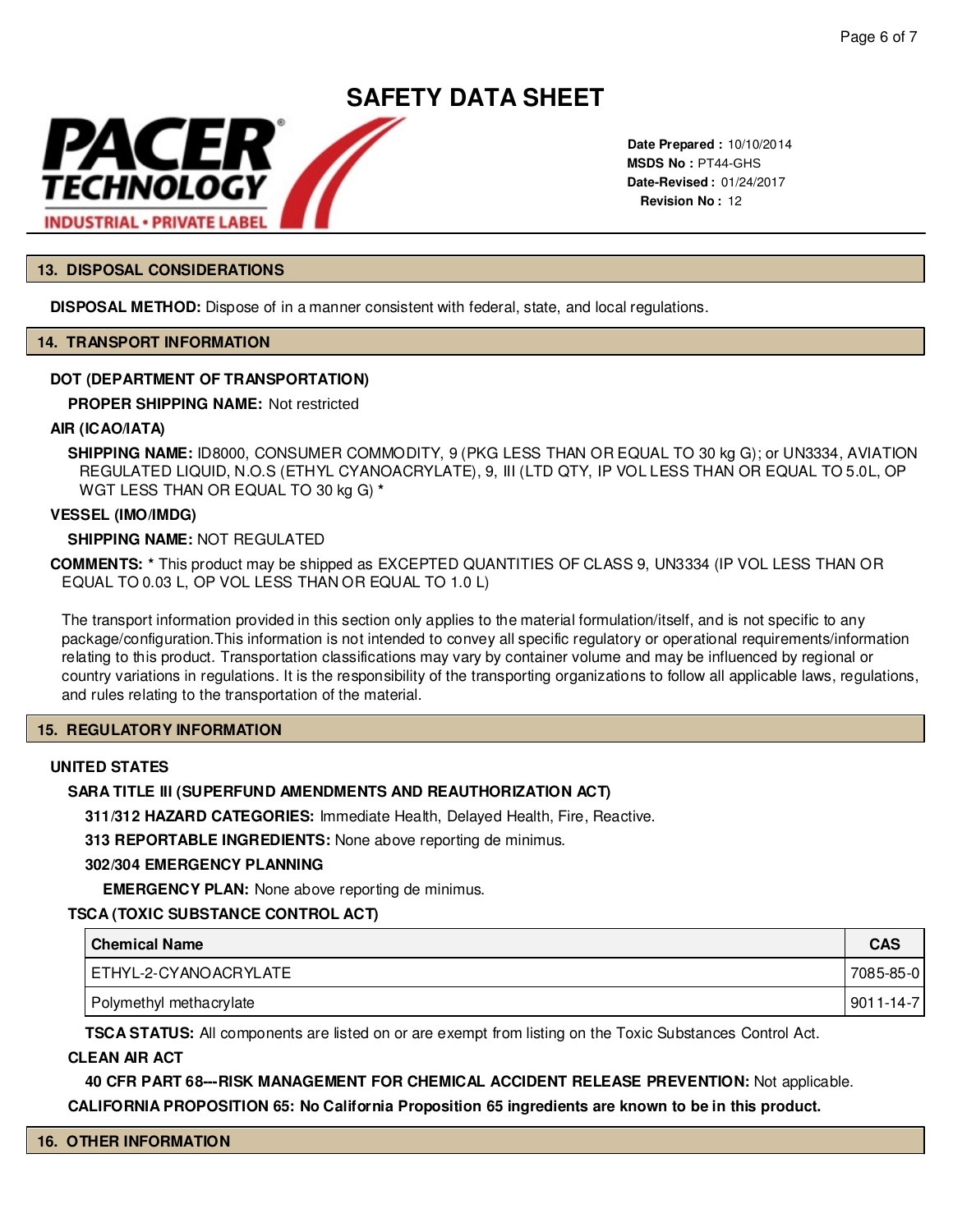# SAFETY DATA SHEET

**PACER TECHNOLOGY**
INDUSTRIAL • PRIVATE LABEL

**Date Prepared :** 10/10/2014
**MSDS No :** PT44-GHS
**Date-Revised :** 01/24/2017
**Revision No :** 12

## 13. DISPOSAL CONSIDERATIONS

**DISPOSAL METHOD:** Dispose of in a manner consistent with federal, state, and local regulations.

## 14. TRANSPORT INFORMATION

**DOT (DEPARTMENT OF TRANSPORTATION)**

**PROPER SHIPPING NAME:** Not restricted

**AIR (ICAO/IATA)**

**SHIPPING NAME:** ID8000, CONSUMER COMMODITY, 9 (PKG LESS THAN OR EQUAL TO 30 kg G); or UN3334, AVIATION REGULATED LIQUID, N.O.S (ETHYL CYANOACRYLATE), 9, III (LTD QTY, IP VOL LESS THAN OR EQUAL TO 5.0L, OP WGT LESS THAN OR EQUAL TO 30 kg G) *

**VESSEL (IMO/IMDG)**

**SHIPPING NAME:** NOT REGULATED

**COMMENTS:** * This product may be shipped as EXCEPTED QUANTITIES OF CLASS 9, UN3334 (IP VOL LESS THAN OR EQUAL TO 0.03 L, OP VOL LESS THAN OR EQUAL TO 1.0 L)

The transport information provided in this section only applies to the material formulation/itself, and is not specific to any package/configuration.This information is not intended to convey all specific regulatory or operational requirements/information relating to this product. Transportation classifications may vary by container volume and may be influenced by regional or country variations in regulations. It is the responsibility of the transporting organizations to follow all applicable laws, regulations, and rules relating to the transportation of the material.

## 15. REGULATORY INFORMATION

**UNITED STATES**

**SARA TITLE III (SUPERFUND AMENDMENTS AND REAUTHORIZATION ACT)**

**311/312 HAZARD CATEGORIES:** Immediate Health, Delayed Health, Fire, Reactive.

**313 REPORTABLE INGREDIENTS:** None above reporting de minimus.

**302/304 EMERGENCY PLANNING**

**EMERGENCY PLAN:** None above reporting de minimus.

**TSCA (TOXIC SUBSTANCE CONTROL ACT)**

| Chemical Name | CAS |
|---|---|
| ETHYL-2-CYANOACRYLATE | 7085-85-0 |
| Polymethyl methacrylate | 9011-14-7 |

**TSCA STATUS:** All components are listed on or are exempt from listing on the Toxic Substances Control Act.

**CLEAN AIR ACT**

**40 CFR PART 68---RISK MANAGEMENT FOR CHEMICAL ACCIDENT RELEASE PREVENTION:** Not applicable.

**CALIFORNIA PROPOSITION 65: No California Proposition 65 ingredients are known to be in this product.**

## 16. OTHER INFORMATION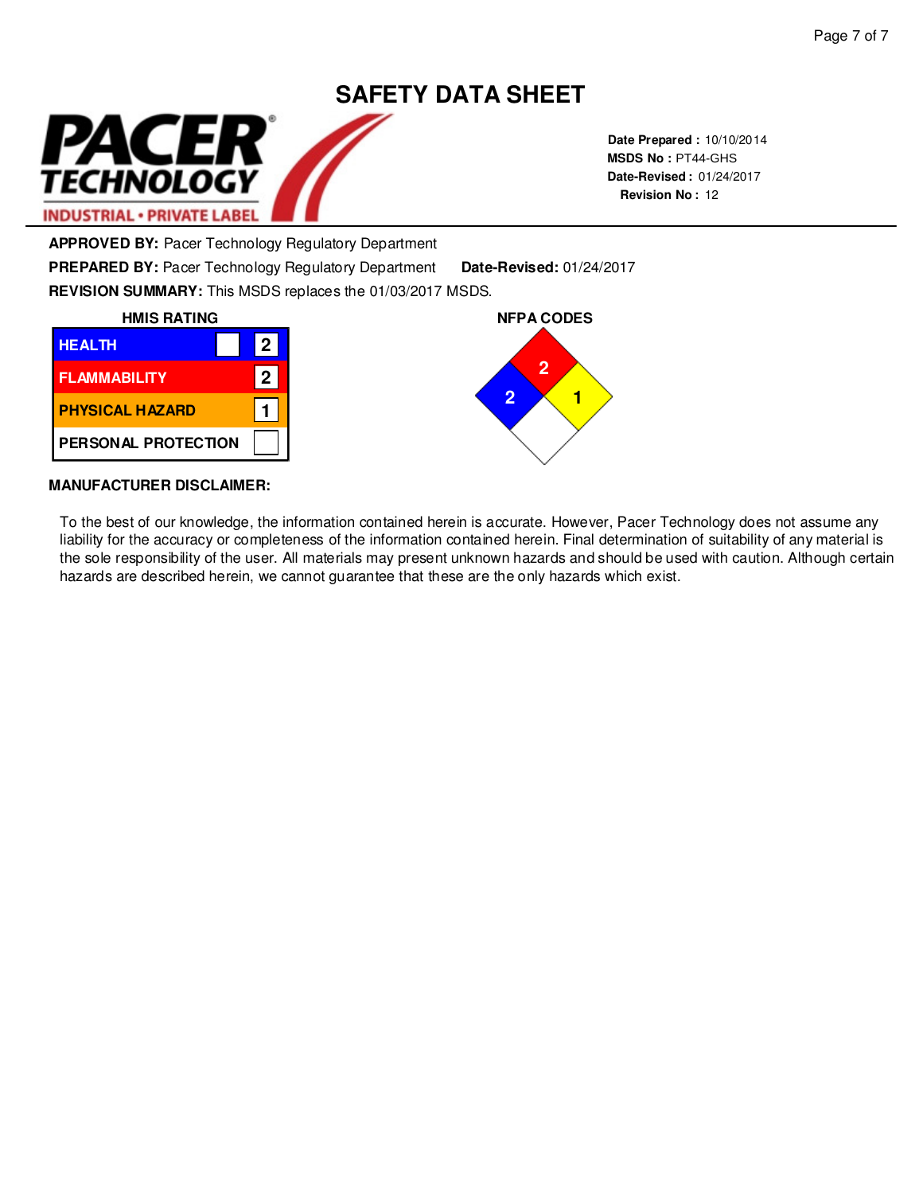# SAFETY DATA SHEET

PACER TECHNOLOGY
INDUSTRIAL • PRIVATE LABEL

**Date Prepared :** 10/10/2014
**MSDS No :** PT44-GHS
**Date-Revised :** 01/24/2017
**Revision No :** 12

**APPROVED BY:** Pacer Technology Regulatory Department

**PREPARED BY:** Pacer Technology Regulatory Department **Date-Revised:** 01/24/2017

**REVISION SUMMARY:** This MSDS replaces the 01/03/2017 MSDS.

**HMIS RATING**

| | | |
|---|---|---|
| HEALTH | | 2 |
| FLAMMABILITY | | 2 |
| PHYSICAL HAZARD | | 1 |
| PERSONAL PROTECTION | | |

**NFPA CODES**

2
2
1

**MANUFACTURER DISCLAIMER:**

To the best of our knowledge, the information contained herein is accurate. However, Pacer Technology does not assume any liability for the accuracy or completeness of the information contained herein. Final determination of suitability of any material is the sole responsibility of the user. All materials may present unknown hazards and should be used with caution. Although certain hazards are described herein, we cannot guarantee that these are the only hazards which exist.